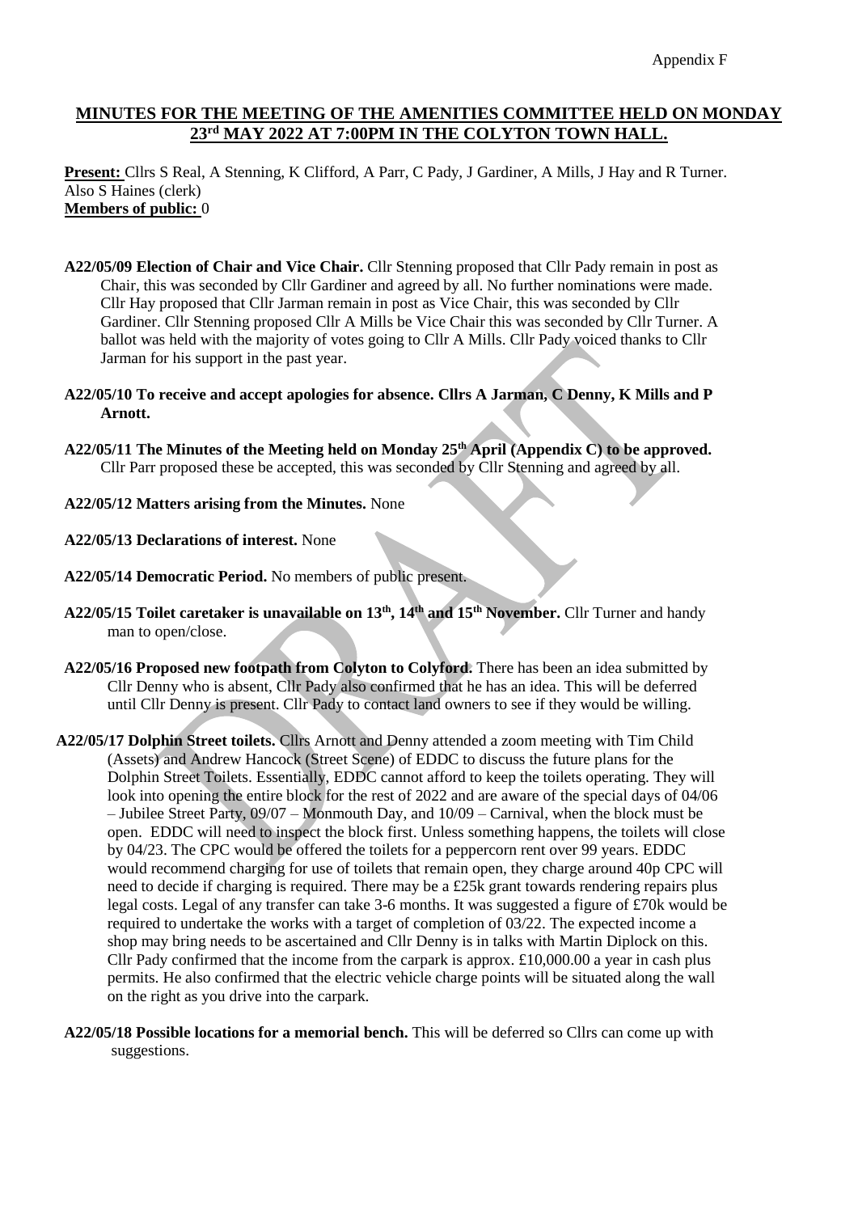Appendix F

## MINUTES FOR THE MEETING OF THE AMENITIES COMMITTEE HELD ON MONDAY 23rd MAY 2022 AT 7:00PM IN THE COLYTON TOWN HALL.

**Present:** Cllrs S Real, A Stenning, K Clifford, A Parr, C Pady, J Gardiner, A Mills, J Hay and R Turner. Also S Haines (clerk)
**Members of public:** 0

**A22/05/09 Election of Chair and Vice Chair.** Cllr Stenning proposed that Cllr Pady remain in post as Chair, this was seconded by Cllr Gardiner and agreed by all. No further nominations were made. Cllr Hay proposed that Cllr Jarman remain in post as Vice Chair, this was seconded by Cllr Gardiner. Cllr Stenning proposed Cllr A Mills be Vice Chair this was seconded by Cllr Turner. A ballot was held with the majority of votes going to Cllr A Mills. Cllr Pady voiced thanks to Cllr Jarman for his support in the past year.

**A22/05/10 To receive and accept apologies for absence. Cllrs A Jarman, C Denny, K Mills and P Arnott.**

**A22/05/11 The Minutes of the Meeting held on Monday 25th April (Appendix C) to be approved.** Cllr Parr proposed these be accepted, this was seconded by Cllr Stenning and agreed by all.

**A22/05/12 Matters arising from the Minutes.** None

**A22/05/13 Declarations of interest.** None

**A22/05/14 Democratic Period.** No members of public present.

**A22/05/15 Toilet caretaker is unavailable on 13th, 14th and 15th November.** Cllr Turner and handy man to open/close.

**A22/05/16 Proposed new footpath from Colyton to Colyford.** There has been an idea submitted by Cllr Denny who is absent, Cllr Pady also confirmed that he has an idea. This will be deferred until Cllr Denny is present. Cllr Pady to contact land owners to see if they would be willing.

**A22/05/17 Dolphin Street toilets.** Cllrs Arnott and Denny attended a zoom meeting with Tim Child (Assets) and Andrew Hancock (Street Scene) of EDDC to discuss the future plans for the Dolphin Street Toilets. Essentially, EDDC cannot afford to keep the toilets operating. They will look into opening the entire block for the rest of 2022 and are aware of the special days of 04/06 – Jubilee Street Party, 09/07 – Monmouth Day, and 10/09 – Carnival, when the block must be open. EDDC will need to inspect the block first. Unless something happens, the toilets will close by 04/23. The CPC would be offered the toilets for a peppercorn rent over 99 years. EDDC would recommend charging for use of toilets that remain open, they charge around 40p CPC will need to decide if charging is required. There may be a £25k grant towards rendering repairs plus legal costs. Legal of any transfer can take 3-6 months. It was suggested a figure of £70k would be required to undertake the works with a target of completion of 03/22. The expected income a shop may bring needs to be ascertained and Cllr Denny is in talks with Martin Diplock on this. Cllr Pady confirmed that the income from the carpark is approx. £10,000.00 a year in cash plus permits. He also confirmed that the electric vehicle charge points will be situated along the wall on the right as you drive into the carpark.

**A22/05/18 Possible locations for a memorial bench.** This will be deferred so Cllrs can come up with suggestions.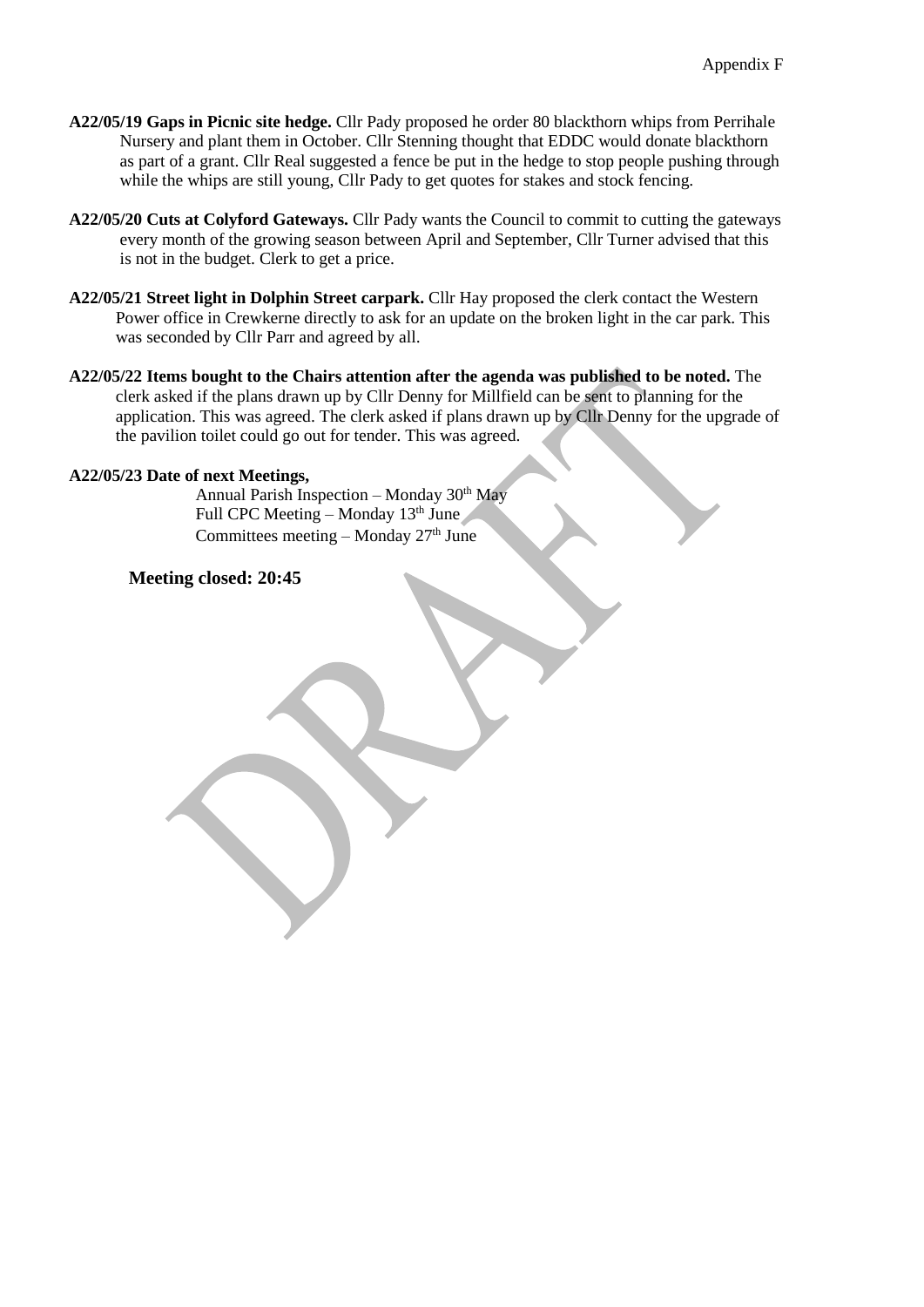Appendix F

**A22/05/19 Gaps in Picnic site hedge.** Cllr Pady proposed he order 80 blackthorn whips from Perrihale Nursery and plant them in October. Cllr Stenning thought that EDDC would donate blackthorn as part of a grant. Cllr Real suggested a fence be put in the hedge to stop people pushing through while the whips are still young, Cllr Pady to get quotes for stakes and stock fencing.

**A22/05/20 Cuts at Colyford Gateways.** Cllr Pady wants the Council to commit to cutting the gateways every month of the growing season between April and September, Cllr Turner advised that this is not in the budget. Clerk to get a price.

**A22/05/21 Street light in Dolphin Street carpark.** Cllr Hay proposed the clerk contact the Western Power office in Crewkerne directly to ask for an update on the broken light in the car park. This was seconded by Cllr Parr and agreed by all.

**A22/05/22 Items bought to the Chairs attention after the agenda was published to be noted.** The clerk asked if the plans drawn up by Cllr Denny for Millfield can be sent to planning for the application. This was agreed. The clerk asked if plans drawn up by Cllr Denny for the upgrade of the pavilion toilet could go out for tender. This was agreed.

**A22/05/23 Date of next Meetings,**

Annual Parish Inspection – Monday 30th May
Full CPC Meeting – Monday 13th June
Committees meeting – Monday 27th June

**Meeting closed: 20:45**